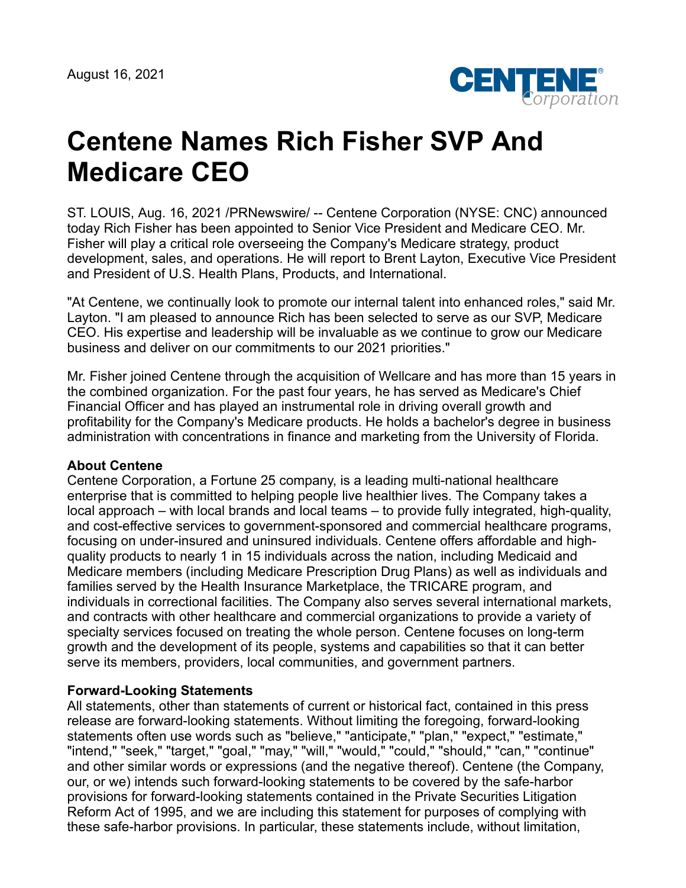August 16, 2021

# Centene Names Rich Fisher SVP And Medicare CEO

ST. LOUIS, Aug. 16, 2021 /PRNewswire/ -- Centene Corporation (NYSE: CNC) announced today Rich Fisher has been appointed to Senior Vice President and Medicare CEO. Mr. Fisher will play a critical role overseeing the Company's Medicare strategy, product development, sales, and operations. He will report to Brent Layton, Executive Vice President and President of U.S. Health Plans, Products, and International.

"At Centene, we continually look to promote our internal talent into enhanced roles," said Mr. Layton. "I am pleased to announce Rich has been selected to serve as our SVP, Medicare CEO. His expertise and leadership will be invaluable as we continue to grow our Medicare business and deliver on our commitments to our 2021 priorities."

Mr. Fisher joined Centene through the acquisition of Wellcare and has more than 15 years in the combined organization. For the past four years, he has served as Medicare's Chief Financial Officer and has played an instrumental role in driving overall growth and profitability for the Company's Medicare products. He holds a bachelor's degree in business administration with concentrations in finance and marketing from the University of Florida.

**About Centene**

Centene Corporation, a Fortune 25 company, is a leading multi-national healthcare enterprise that is committed to helping people live healthier lives. The Company takes a local approach – with local brands and local teams – to provide fully integrated, high-quality, and cost-effective services to government-sponsored and commercial healthcare programs, focusing on under-insured and uninsured individuals. Centene offers affordable and high-quality products to nearly 1 in 15 individuals across the nation, including Medicaid and Medicare members (including Medicare Prescription Drug Plans) as well as individuals and families served by the Health Insurance Marketplace, the TRICARE program, and individuals in correctional facilities. The Company also serves several international markets, and contracts with other healthcare and commercial organizations to provide a variety of specialty services focused on treating the whole person. Centene focuses on long-term growth and the development of its people, systems and capabilities so that it can better serve its members, providers, local communities, and government partners.

**Forward-Looking Statements**

All statements, other than statements of current or historical fact, contained in this press release are forward-looking statements. Without limiting the foregoing, forward-looking statements often use words such as "believe," "anticipate," "plan," "expect," "estimate," "intend," "seek," "target," "goal," "may," "will," "would," "could," "should," "can," "continue" and other similar words or expressions (and the negative thereof). Centene (the Company, our, or we) intends such forward-looking statements to be covered by the safe-harbor provisions for forward-looking statements contained in the Private Securities Litigation Reform Act of 1995, and we are including this statement for purposes of complying with these safe-harbor provisions. In particular, these statements include, without limitation,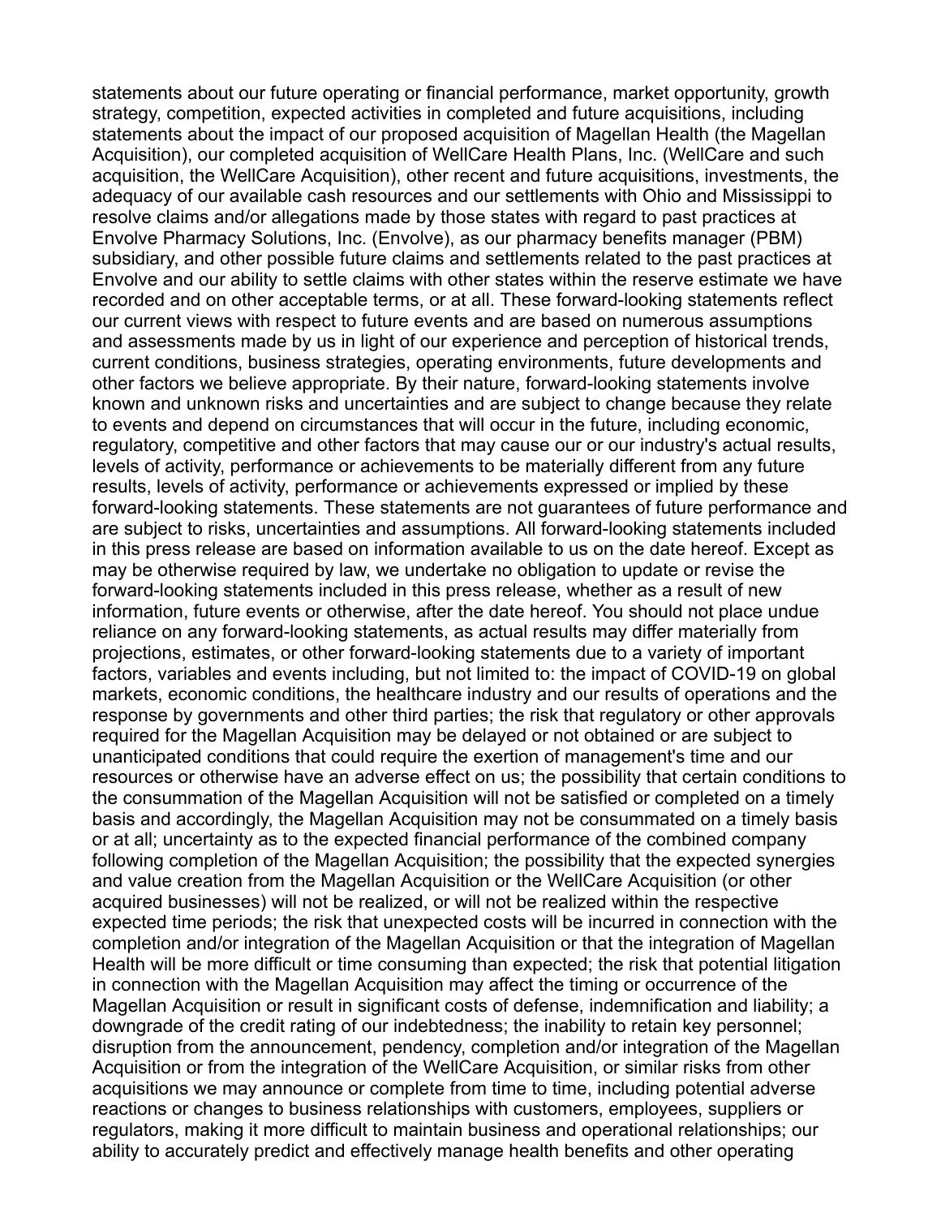statements about our future operating or financial performance, market opportunity, growth strategy, competition, expected activities in completed and future acquisitions, including statements about the impact of our proposed acquisition of Magellan Health (the Magellan Acquisition), our completed acquisition of WellCare Health Plans, Inc. (WellCare and such acquisition, the WellCare Acquisition), other recent and future acquisitions, investments, the adequacy of our available cash resources and our settlements with Ohio and Mississippi to resolve claims and/or allegations made by those states with regard to past practices at Envolve Pharmacy Solutions, Inc. (Envolve), as our pharmacy benefits manager (PBM) subsidiary, and other possible future claims and settlements related to the past practices at Envolve and our ability to settle claims with other states within the reserve estimate we have recorded and on other acceptable terms, or at all. These forward-looking statements reflect our current views with respect to future events and are based on numerous assumptions and assessments made by us in light of our experience and perception of historical trends, current conditions, business strategies, operating environments, future developments and other factors we believe appropriate. By their nature, forward-looking statements involve known and unknown risks and uncertainties and are subject to change because they relate to events and depend on circumstances that will occur in the future, including economic, regulatory, competitive and other factors that may cause our or our industry's actual results, levels of activity, performance or achievements to be materially different from any future results, levels of activity, performance or achievements expressed or implied by these forward-looking statements. These statements are not guarantees of future performance and are subject to risks, uncertainties and assumptions. All forward-looking statements included in this press release are based on information available to us on the date hereof. Except as may be otherwise required by law, we undertake no obligation to update or revise the forward-looking statements included in this press release, whether as a result of new information, future events or otherwise, after the date hereof. You should not place undue reliance on any forward-looking statements, as actual results may differ materially from projections, estimates, or other forward-looking statements due to a variety of important factors, variables and events including, but not limited to: the impact of COVID-19 on global markets, economic conditions, the healthcare industry and our results of operations and the response by governments and other third parties; the risk that regulatory or other approvals required for the Magellan Acquisition may be delayed or not obtained or are subject to unanticipated conditions that could require the exertion of management's time and our resources or otherwise have an adverse effect on us; the possibility that certain conditions to the consummation of the Magellan Acquisition will not be satisfied or completed on a timely basis and accordingly, the Magellan Acquisition may not be consummated on a timely basis or at all; uncertainty as to the expected financial performance of the combined company following completion of the Magellan Acquisition; the possibility that the expected synergies and value creation from the Magellan Acquisition or the WellCare Acquisition (or other acquired businesses) will not be realized, or will not be realized within the respective expected time periods; the risk that unexpected costs will be incurred in connection with the completion and/or integration of the Magellan Acquisition or that the integration of Magellan Health will be more difficult or time consuming than expected; the risk that potential litigation in connection with the Magellan Acquisition may affect the timing or occurrence of the Magellan Acquisition or result in significant costs of defense, indemnification and liability; a downgrade of the credit rating of our indebtedness; the inability to retain key personnel; disruption from the announcement, pendency, completion and/or integration of the Magellan Acquisition or from the integration of the WellCare Acquisition, or similar risks from other acquisitions we may announce or complete from time to time, including potential adverse reactions or changes to business relationships with customers, employees, suppliers or regulators, making it more difficult to maintain business and operational relationships; our ability to accurately predict and effectively manage health benefits and other operating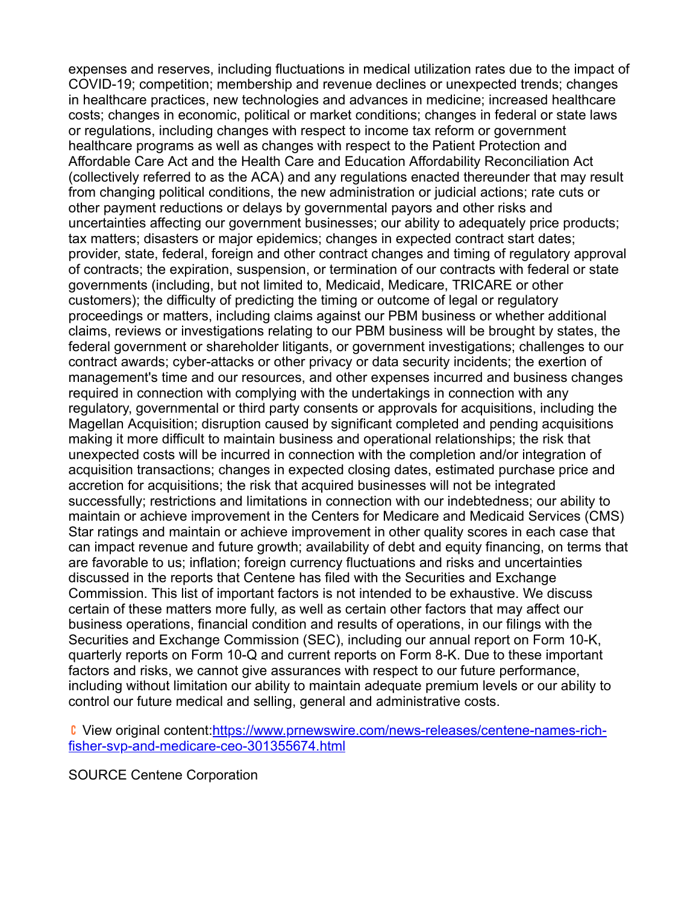expenses and reserves, including fluctuations in medical utilization rates due to the impact of COVID-19; competition; membership and revenue declines or unexpected trends; changes in healthcare practices, new technologies and advances in medicine; increased healthcare costs; changes in economic, political or market conditions; changes in federal or state laws or regulations, including changes with respect to income tax reform or government healthcare programs as well as changes with respect to the Patient Protection and Affordable Care Act and the Health Care and Education Affordability Reconciliation Act (collectively referred to as the ACA) and any regulations enacted thereunder that may result from changing political conditions, the new administration or judicial actions; rate cuts or other payment reductions or delays by governmental payors and other risks and uncertainties affecting our government businesses; our ability to adequately price products; tax matters; disasters or major epidemics; changes in expected contract start dates; provider, state, federal, foreign and other contract changes and timing of regulatory approval of contracts; the expiration, suspension, or termination of our contracts with federal or state governments (including, but not limited to, Medicaid, Medicare, TRICARE or other customers); the difficulty of predicting the timing or outcome of legal or regulatory proceedings or matters, including claims against our PBM business or whether additional claims, reviews or investigations relating to our PBM business will be brought by states, the federal government or shareholder litigants, or government investigations; challenges to our contract awards; cyber-attacks or other privacy or data security incidents; the exertion of management's time and our resources, and other expenses incurred and business changes required in connection with complying with the undertakings in connection with any regulatory, governmental or third party consents or approvals for acquisitions, including the Magellan Acquisition; disruption caused by significant completed and pending acquisitions making it more difficult to maintain business and operational relationships; the risk that unexpected costs will be incurred in connection with the completion and/or integration of acquisition transactions; changes in expected closing dates, estimated purchase price and accretion for acquisitions; the risk that acquired businesses will not be integrated successfully; restrictions and limitations in connection with our indebtedness; our ability to maintain or achieve improvement in the Centers for Medicare and Medicaid Services (CMS) Star ratings and maintain or achieve improvement in other quality scores in each case that can impact revenue and future growth; availability of debt and equity financing, on terms that are favorable to us; inflation; foreign currency fluctuations and risks and uncertainties discussed in the reports that Centene has filed with the Securities and Exchange Commission. This list of important factors is not intended to be exhaustive. We discuss certain of these matters more fully, as well as certain other factors that may affect our business operations, financial condition and results of operations, in our filings with the Securities and Exchange Commission (SEC), including our annual report on Form 10-K, quarterly reports on Form 10-Q and current reports on Form 8-K. Due to these important factors and risks, we cannot give assurances with respect to our future performance, including without limitation our ability to maintain adequate premium levels or our ability to control our future medical and selling, general and administrative costs.

View original content:[https://www.prnewswire.com/news-releases/centene-names-rich-fisher-svp-and-medicare-ceo-301355674.html](https://www.prnewswire.com/news-releases/centene-names-rich-fisher-svp-and-medicare-ceo-301355674.html)

SOURCE Centene Corporation